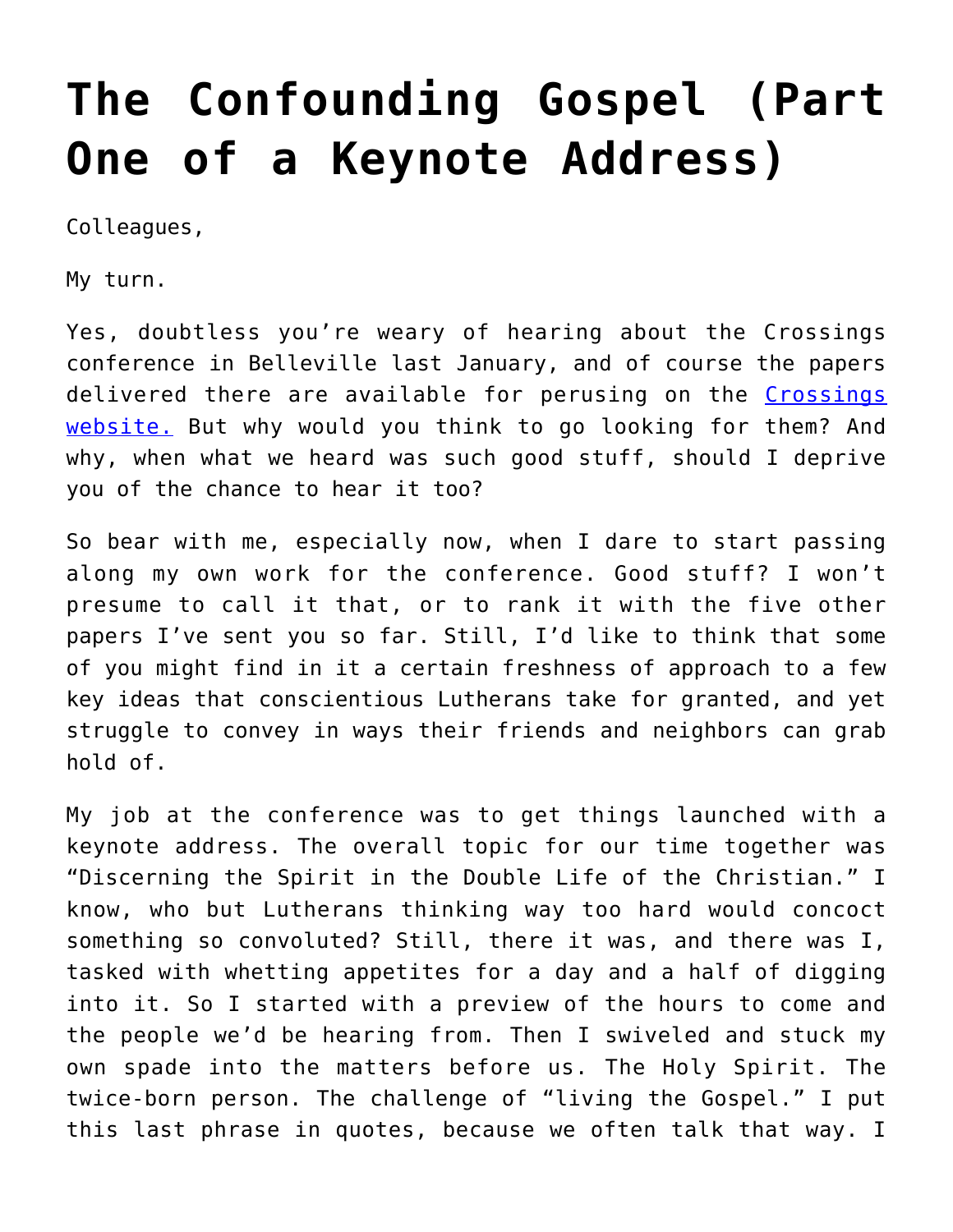# The Confounding Gospel (Part One of a Keynote Address)

Colleagues,

My turn.

Yes, doubtless you're weary of hearing about the Crossings conference in Belleville last January, and of course the papers delivered there are available for perusing on the Crossings website. But why would you think to go looking for them? And why, when what we heard was such good stuff, should I deprive you of the chance to hear it too?

So bear with me, especially now, when I dare to start passing along my own work for the conference. Good stuff? I won't presume to call it that, or to rank it with the five other papers I've sent you so far. Still, I'd like to think that some of you might find in it a certain freshness of approach to a few key ideas that conscientious Lutherans take for granted, and yet struggle to convey in ways their friends and neighbors can grab hold of.

My job at the conference was to get things launched with a keynote address. The overall topic for our time together was "Discerning the Spirit in the Double Life of the Christian." I know, who but Lutherans thinking way too hard would concoct something so convoluted? Still, there it was, and there was I, tasked with whetting appetites for a day and a half of digging into it. So I started with a preview of the hours to come and the people we'd be hearing from. Then I swiveled and stuck my own spade into the matters before us. The Holy Spirit. The twice-born person. The challenge of "living the Gospel." I put this last phrase in quotes, because we often talk that way. I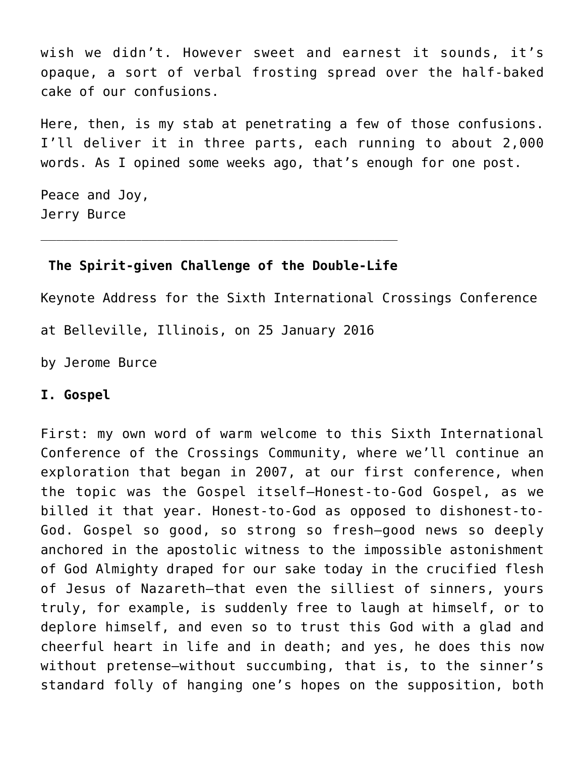wish we didn't. However sweet and earnest it sounds, it's opaque, a sort of verbal frosting spread over the half-baked cake of our confusions.

Here, then, is my stab at penetrating a few of those confusions. I'll deliver it in three parts, each running to about 2,000 words. As I opined some weeks ago, that's enough for one post.

Peace and Joy,
Jerry Burce

---

**The Spirit-given Challenge of the Double-Life**

Keynote Address for the Sixth International Crossings Conference

at Belleville, Illinois, on 25 January 2016

by Jerome Burce

**I. Gospel**

First: my own word of warm welcome to this Sixth International Conference of the Crossings Community, where we'll continue an exploration that began in 2007, at our first conference, when the topic was the Gospel itself—Honest-to-God Gospel, as we billed it that year. Honest-to-God as opposed to dishonest-to-God. Gospel so good, so strong so fresh—good news so deeply anchored in the apostolic witness to the impossible astonishment of God Almighty draped for our sake today in the crucified flesh of Jesus of Nazareth—that even the silliest of sinners, yours truly, for example, is suddenly free to laugh at himself, or to deplore himself, and even so to trust this God with a glad and cheerful heart in life and in death; and yes, he does this now without pretense—without succumbing, that is, to the sinner's standard folly of hanging one's hopes on the supposition, both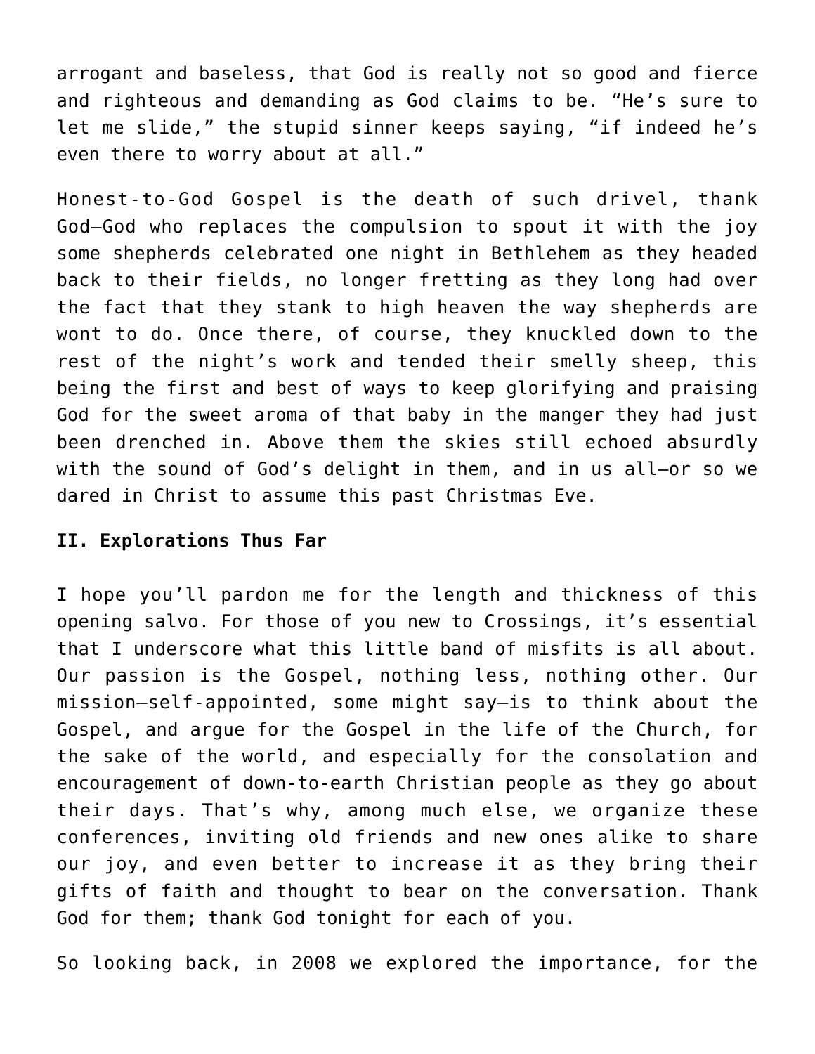arrogant and baseless, that God is really not so good and fierce and righteous and demanding as God claims to be. "He's sure to let me slide," the stupid sinner keeps saying, "if indeed he's even there to worry about at all."

Honest-to-God Gospel is the death of such drivel, thank God—God who replaces the compulsion to spout it with the joy some shepherds celebrated one night in Bethlehem as they headed back to their fields, no longer fretting as they long had over the fact that they stank to high heaven the way shepherds are wont to do. Once there, of course, they knuckled down to the rest of the night's work and tended their smelly sheep, this being the first and best of ways to keep glorifying and praising God for the sweet aroma of that baby in the manger they had just been drenched in. Above them the skies still echoed absurdly with the sound of God's delight in them, and in us all—or so we dared in Christ to assume this past Christmas Eve.

**II. Explorations Thus Far**

I hope you'll pardon me for the length and thickness of this opening salvo. For those of you new to Crossings, it's essential that I underscore what this little band of misfits is all about. Our passion is the Gospel, nothing less, nothing other. Our mission—self-appointed, some might say—is to think about the Gospel, and argue for the Gospel in the life of the Church, for the sake of the world, and especially for the consolation and encouragement of down-to-earth Christian people as they go about their days. That's why, among much else, we organize these conferences, inviting old friends and new ones alike to share our joy, and even better to increase it as they bring their gifts of faith and thought to bear on the conversation. Thank God for them; thank God tonight for each of you.

So looking back, in 2008 we explored the importance, for the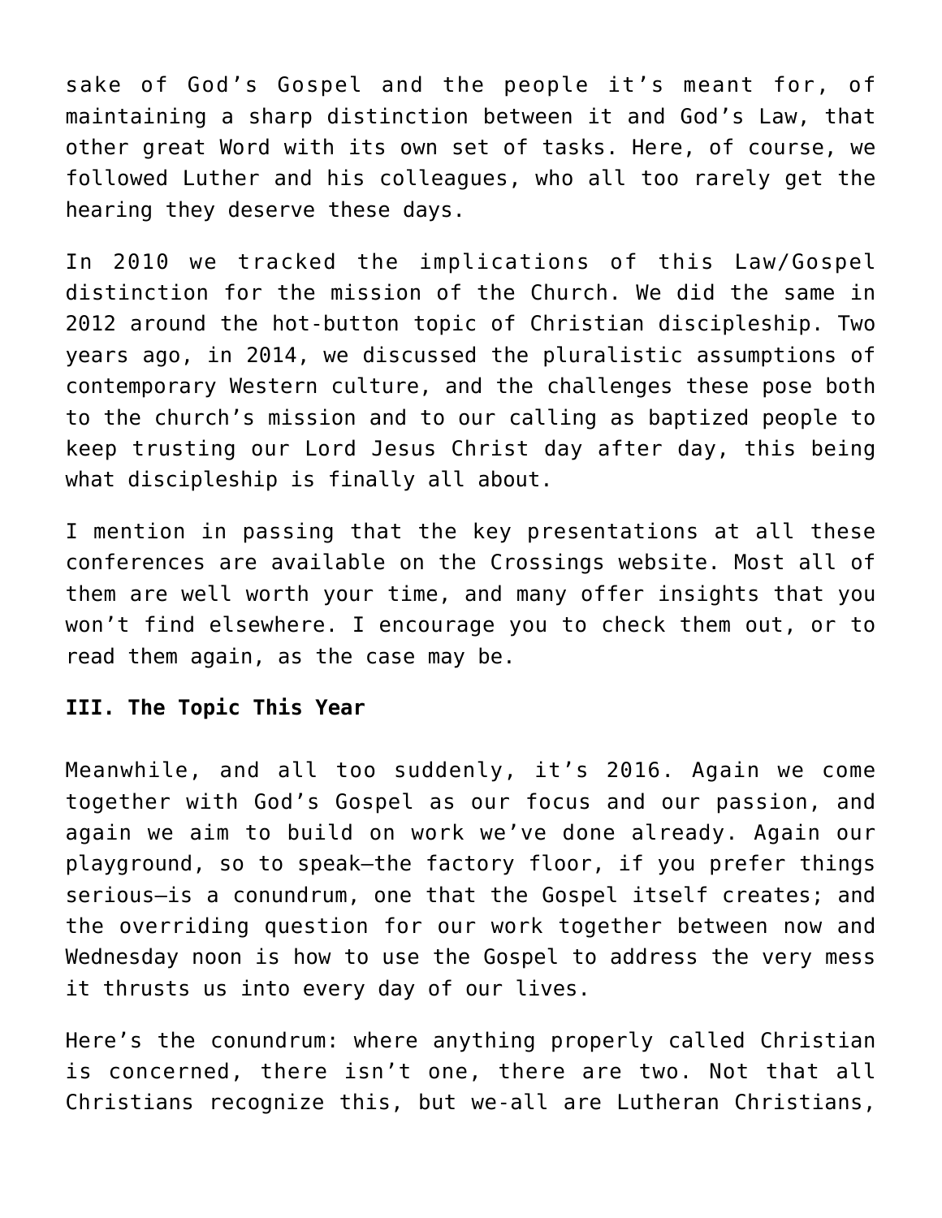sake of God's Gospel and the people it's meant for, of maintaining a sharp distinction between it and God's Law, that other great Word with its own set of tasks. Here, of course, we followed Luther and his colleagues, who all too rarely get the hearing they deserve these days.

In 2010 we tracked the implications of this Law/Gospel distinction for the mission of the Church. We did the same in 2012 around the hot-button topic of Christian discipleship. Two years ago, in 2014, we discussed the pluralistic assumptions of contemporary Western culture, and the challenges these pose both to the church's mission and to our calling as baptized people to keep trusting our Lord Jesus Christ day after day, this being what discipleship is finally all about.

I mention in passing that the key presentations at all these conferences are available on the Crossings website. Most all of them are well worth your time, and many offer insights that you won't find elsewhere. I encourage you to check them out, or to read them again, as the case may be.

**III. The Topic This Year**

Meanwhile, and all too suddenly, it's 2016. Again we come together with God's Gospel as our focus and our passion, and again we aim to build on work we've done already. Again our playground, so to speak—the factory floor, if you prefer things serious—is a conundrum, one that the Gospel itself creates; and the overriding question for our work together between now and Wednesday noon is how to use the Gospel to address the very mess it thrusts us into every day of our lives.

Here's the conundrum: where anything properly called Christian is concerned, there isn't one, there are two. Not that all Christians recognize this, but we-all are Lutheran Christians,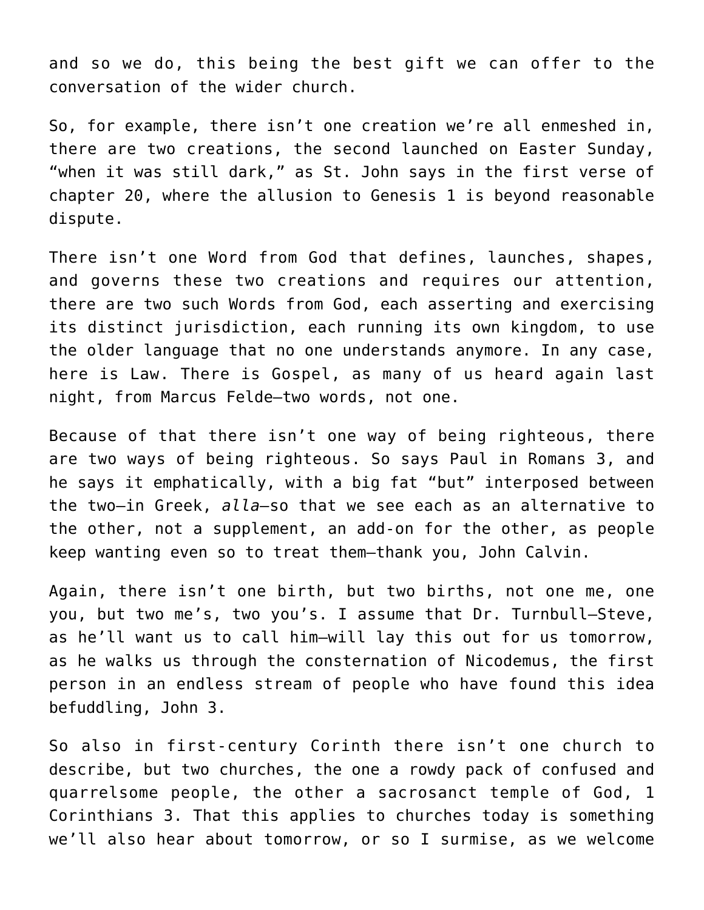and so we do, this being the best gift we can offer to the conversation of the wider church.

So, for example, there isn't one creation we're all enmeshed in, there are two creations, the second launched on Easter Sunday, "when it was still dark," as St. John says in the first verse of chapter 20, where the allusion to Genesis 1 is beyond reasonable dispute.

There isn't one Word from God that defines, launches, shapes, and governs these two creations and requires our attention, there are two such Words from God, each asserting and exercising its distinct jurisdiction, each running its own kingdom, to use the older language that no one understands anymore. In any case, here is Law. There is Gospel, as many of us heard again last night, from Marcus Felde—two words, not one.

Because of that there isn't one way of being righteous, there are two ways of being righteous. So says Paul in Romans 3, and he says it emphatically, with a big fat "but" interposed between the two—in Greek, *alla*—so that we see each as an alternative to the other, not a supplement, an add-on for the other, as people keep wanting even so to treat them—thank you, John Calvin.

Again, there isn't one birth, but two births, not one me, one you, but two me's, two you's. I assume that Dr. Turnbull—Steve, as he'll want us to call him—will lay this out for us tomorrow, as he walks us through the consternation of Nicodemus, the first person in an endless stream of people who have found this idea befuddling, John 3.

So also in first-century Corinth there isn't one church to describe, but two churches, the one a rowdy pack of confused and quarrelsome people, the other a sacrosanct temple of God, 1 Corinthians 3. That this applies to churches today is something we'll also hear about tomorrow, or so I surmise, as we welcome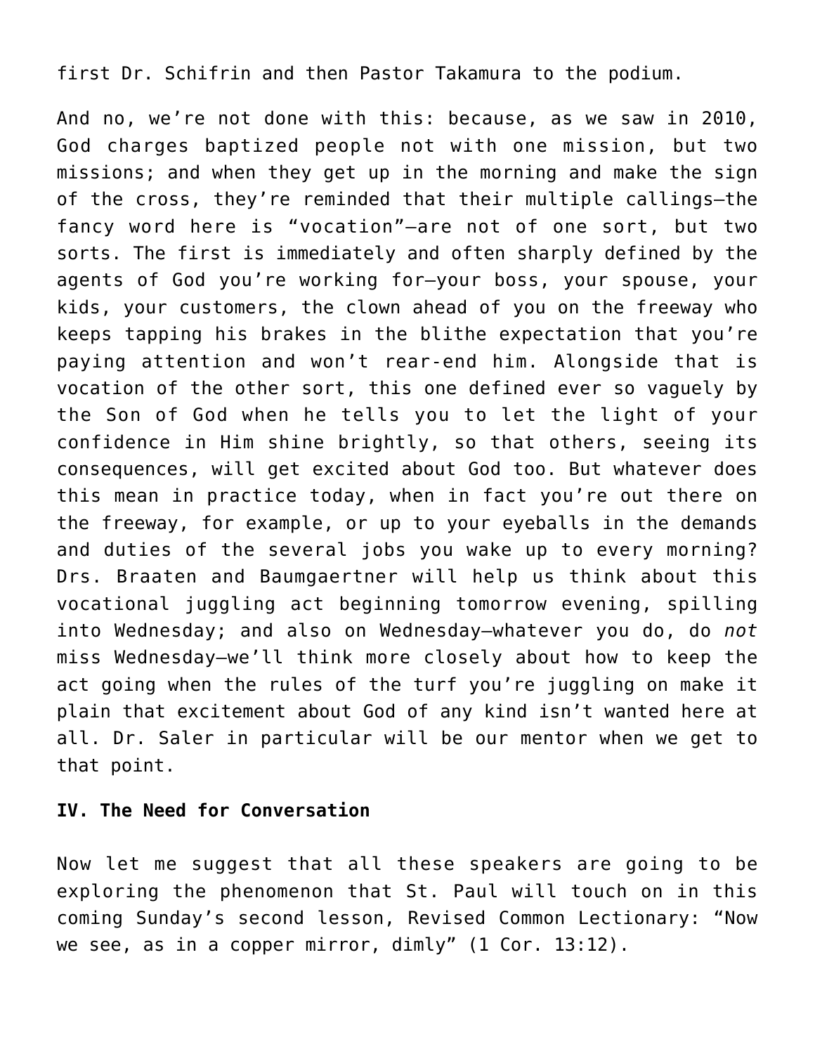first Dr. Schifrin and then Pastor Takamura to the podium.

And no, we're not done with this: because, as we saw in 2010, God charges baptized people not with one mission, but two missions; and when they get up in the morning and make the sign of the cross, they're reminded that their multiple callings—the fancy word here is "vocation"—are not of one sort, but two sorts. The first is immediately and often sharply defined by the agents of God you're working for—your boss, your spouse, your kids, your customers, the clown ahead of you on the freeway who keeps tapping his brakes in the blithe expectation that you're paying attention and won't rear-end him. Alongside that is vocation of the other sort, this one defined ever so vaguely by the Son of God when he tells you to let the light of your confidence in Him shine brightly, so that others, seeing its consequences, will get excited about God too. But whatever does this mean in practice today, when in fact you're out there on the freeway, for example, or up to your eyeballs in the demands and duties of the several jobs you wake up to every morning? Drs. Braaten and Baumgaertner will help us think about this vocational juggling act beginning tomorrow evening, spilling into Wednesday; and also on Wednesday—whatever you do, do *not* miss Wednesday—we'll think more closely about how to keep the act going when the rules of the turf you're juggling on make it plain that excitement about God of any kind isn't wanted here at all. Dr. Saler in particular will be our mentor when we get to that point.

**IV. The Need for Conversation**

Now let me suggest that all these speakers are going to be exploring the phenomenon that St. Paul will touch on in this coming Sunday's second lesson, Revised Common Lectionary: "Now we see, as in a copper mirror, dimly" (1 Cor. 13:12).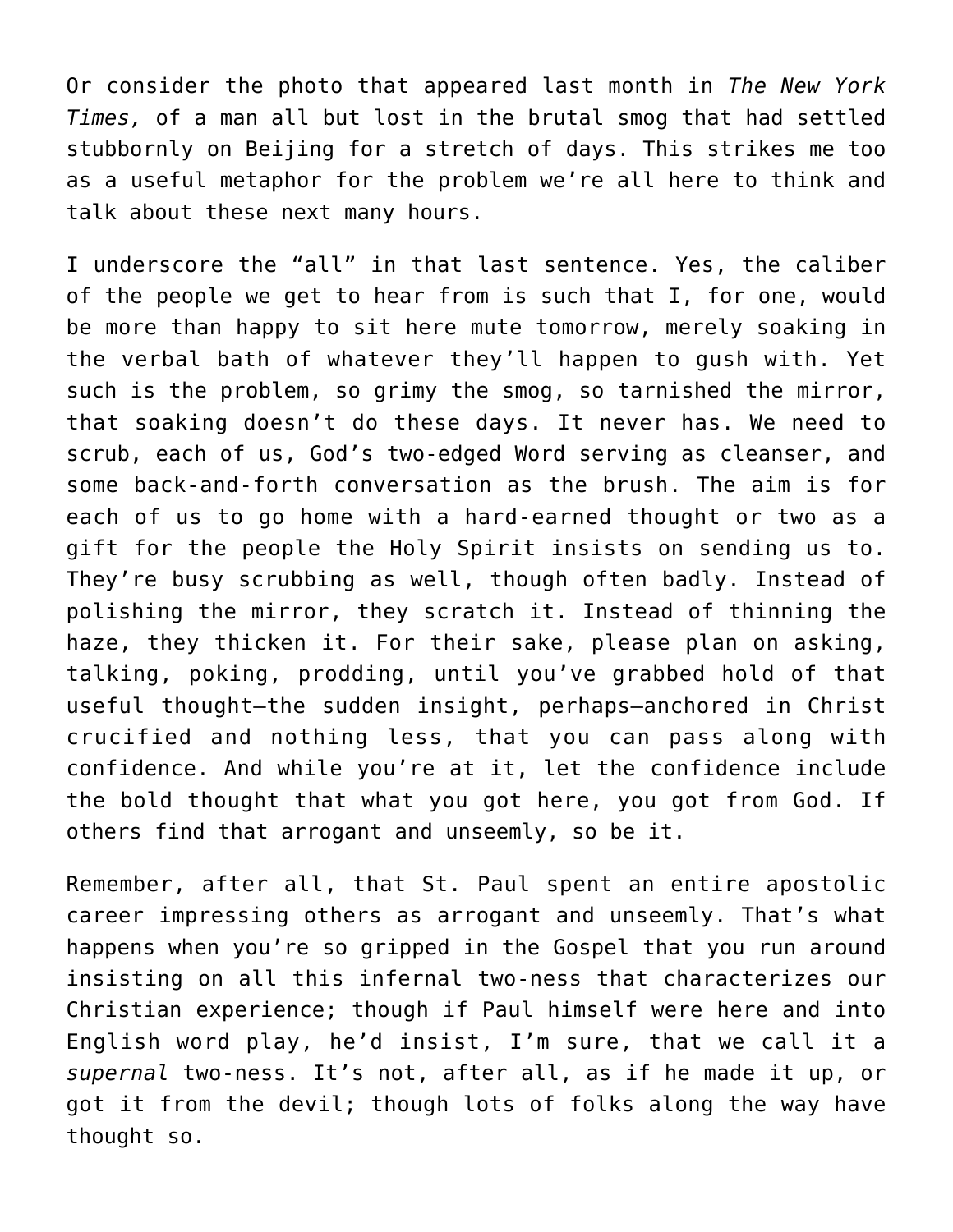Or consider the photo that appeared last month in *The New York Times,* of a man all but lost in the brutal smog that had settled stubbornly on Beijing for a stretch of days. This strikes me too as a useful metaphor for the problem we're all here to think and talk about these next many hours.

I underscore the "all" in that last sentence. Yes, the caliber of the people we get to hear from is such that I, for one, would be more than happy to sit here mute tomorrow, merely soaking in the verbal bath of whatever they'll happen to gush with. Yet such is the problem, so grimy the smog, so tarnished the mirror, that soaking doesn't do these days. It never has. We need to scrub, each of us, God's two-edged Word serving as cleanser, and some back-and-forth conversation as the brush. The aim is for each of us to go home with a hard-earned thought or two as a gift for the people the Holy Spirit insists on sending us to. They're busy scrubbing as well, though often badly. Instead of polishing the mirror, they scratch it. Instead of thinning the haze, they thicken it. For their sake, please plan on asking, talking, poking, prodding, until you've grabbed hold of that useful thought—the sudden insight, perhaps—anchored in Christ crucified and nothing less, that you can pass along with confidence. And while you're at it, let the confidence include the bold thought that what you got here, you got from God. If others find that arrogant and unseemly, so be it.

Remember, after all, that St. Paul spent an entire apostolic career impressing others as arrogant and unseemly. That's what happens when you're so gripped in the Gospel that you run around insisting on all this infernal two-ness that characterizes our Christian experience; though if Paul himself were here and into English word play, he'd insist, I'm sure, that we call it a *supernal* two-ness. It's not, after all, as if he made it up, or got it from the devil; though lots of folks along the way have thought so.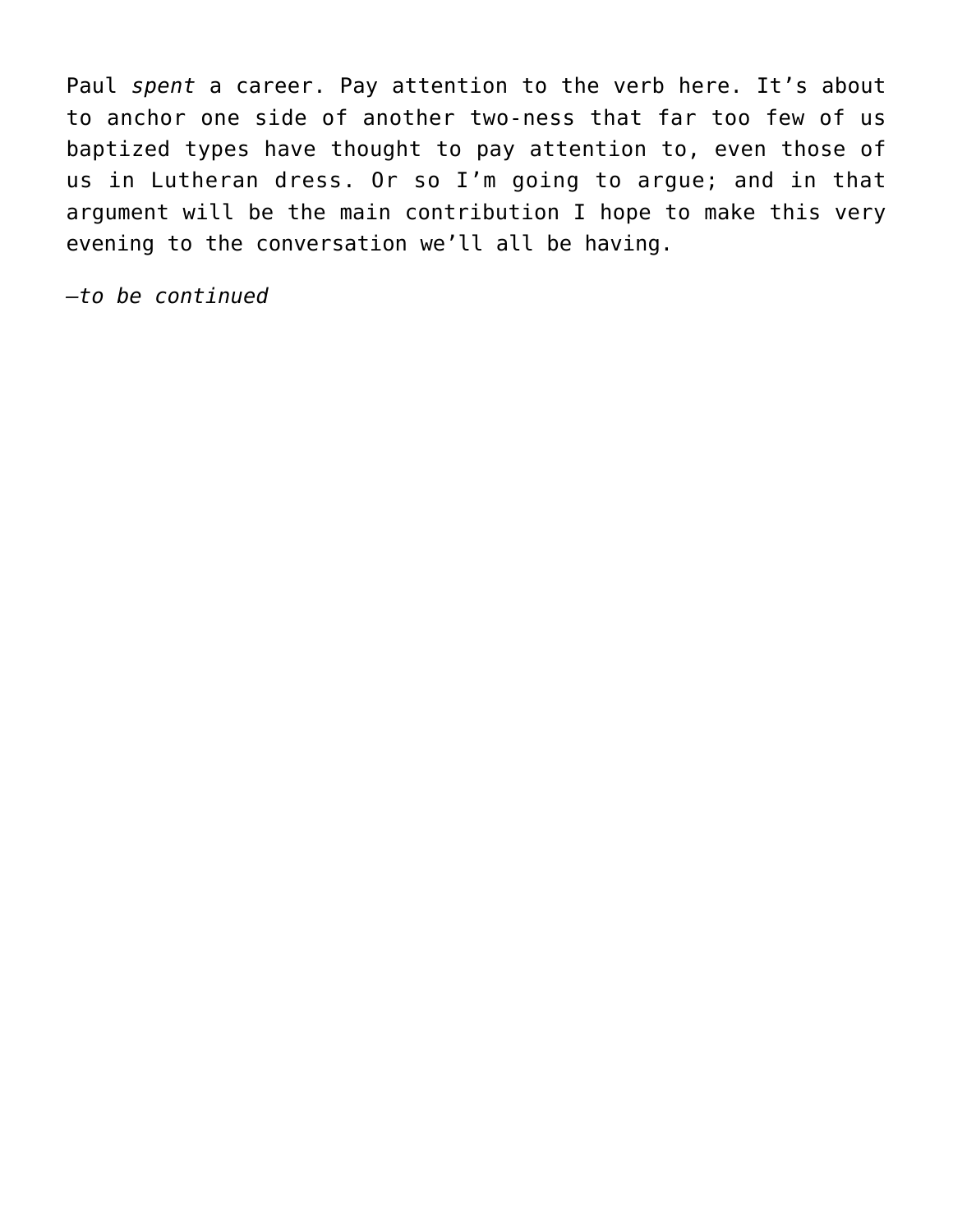Paul *spent* a career. Pay attention to the verb here. It's about to anchor one side of another two-ness that far too few of us baptized types have thought to pay attention to, even those of us in Lutheran dress. Or so I'm going to argue; and in that argument will be the main contribution I hope to make this very evening to the conversation we'll all be having.

—*to be continued*